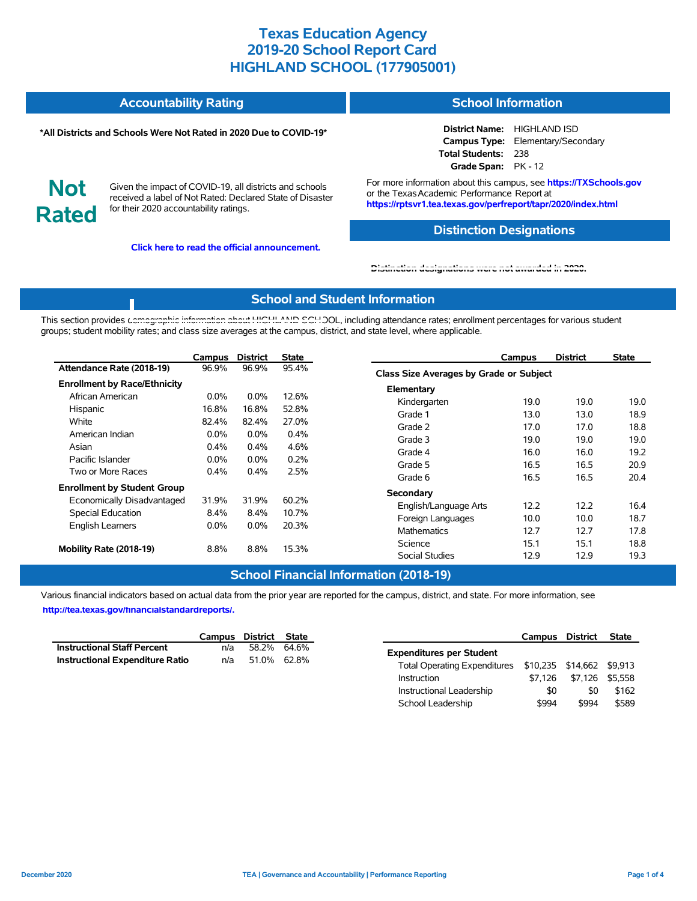# Texas Education Agency
# 2019-20 School Report Card
# HIGHLAND SCHOOL (177905001)

## Accountability Rating

**\*All Districts and Schools Were Not Rated in 2020 Due to COVID-19\***

**Not Rated**

Given the impact of COVID-19, all districts and schools received a label of Not Rated: Declared State of Disaster for their 2020 accountability ratings.

**Click here to read the official announcement.**

## School Information

**District Name:** HIGHLAND ISD
**Campus Type:** Elementary/Secondary
**Total Students:** 238
**Grade Span:** PK - 12

For more information about this campus, see **https://TXSchools.gov** or the Texas Academic Performance Report at **https://rptsvr1.tea.texas.gov/perfreport/tapr/2020/index.html**

## Distinction Designations

Distinction designations were not awarded in 2020.

## School and Student Information

This section provides demographic information about HIGHLAND SCHOOL, including attendance rates; enrollment percentages for various student groups; student mobility rates; and class size averages at the campus, district, and state level, where applicable.

| | Campus | District | State |
|---|---|---|---|
| **Attendance Rate (2018-19)** | 96.9% | 96.9% | 95.4% |
| **Enrollment by Race/Ethnicity** | | | |
| African American | 0.0% | 0.0% | 12.6% |
| Hispanic | 16.8% | 16.8% | 52.8% |
| White | 82.4% | 82.4% | 27.0% |
| American Indian | 0.0% | 0.0% | 0.4% |
| Asian | 0.4% | 0.4% | 4.6% |
| Pacific Islander | 0.0% | 0.0% | 0.2% |
| Two or More Races | 0.4% | 0.4% | 2.5% |
| **Enrollment by Student Group** | | | |
| Economically Disadvantaged | 31.9% | 31.9% | 60.2% |
| Special Education | 8.4% | 8.4% | 10.7% |
| English Learners | 0.0% | 0.0% | 20.3% |
| **Mobility Rate (2018-19)** | 8.8% | 8.8% | 15.3% |

| | Campus | District | State |
|---|---|---|---|
| **Class Size Averages by Grade or Subject** | | | |
| **Elementary** | | | |
| Kindergarten | 19.0 | 19.0 | 19.0 |
| Grade 1 | 13.0 | 13.0 | 18.9 |
| Grade 2 | 17.0 | 17.0 | 18.8 |
| Grade 3 | 19.0 | 19.0 | 19.0 |
| Grade 4 | 16.0 | 16.0 | 19.2 |
| Grade 5 | 16.5 | 16.5 | 20.9 |
| Grade 6 | 16.5 | 16.5 | 20.4 |
| **Secondary** | | | |
| English/Language Arts | 12.2 | 12.2 | 16.4 |
| Foreign Languages | 10.0 | 10.0 | 18.7 |
| Mathematics | 12.7 | 12.7 | 17.8 |
| Science | 15.1 | 15.1 | 18.8 |
| Social Studies | 12.9 | 12.9 | 19.3 |

## School Financial Information (2018-19)

Various financial indicators based on actual data from the prior year are reported for the campus, district, and state. For more information, see **http://tea.texas.gov/financialstandardreports/.**

| | Campus | District | State |
|---|---|---|---|
| **Instructional Staff Percent** | n/a | 58.2% | 64.6% |
| **Instructional Expenditure Ratio** | n/a | 51.0% | 62.8% |

| | Campus | District | State |
|---|---|---|---|
| **Expenditures per Student** | | | |
| Total Operating Expenditures | $10,235 | $14,662 | $9,913 |
| Instruction | $7,126 | $7,126 | $5,558 |
| Instructional Leadership | $0 | $0 | $162 |
| School Leadership | $994 | $994 | $589 |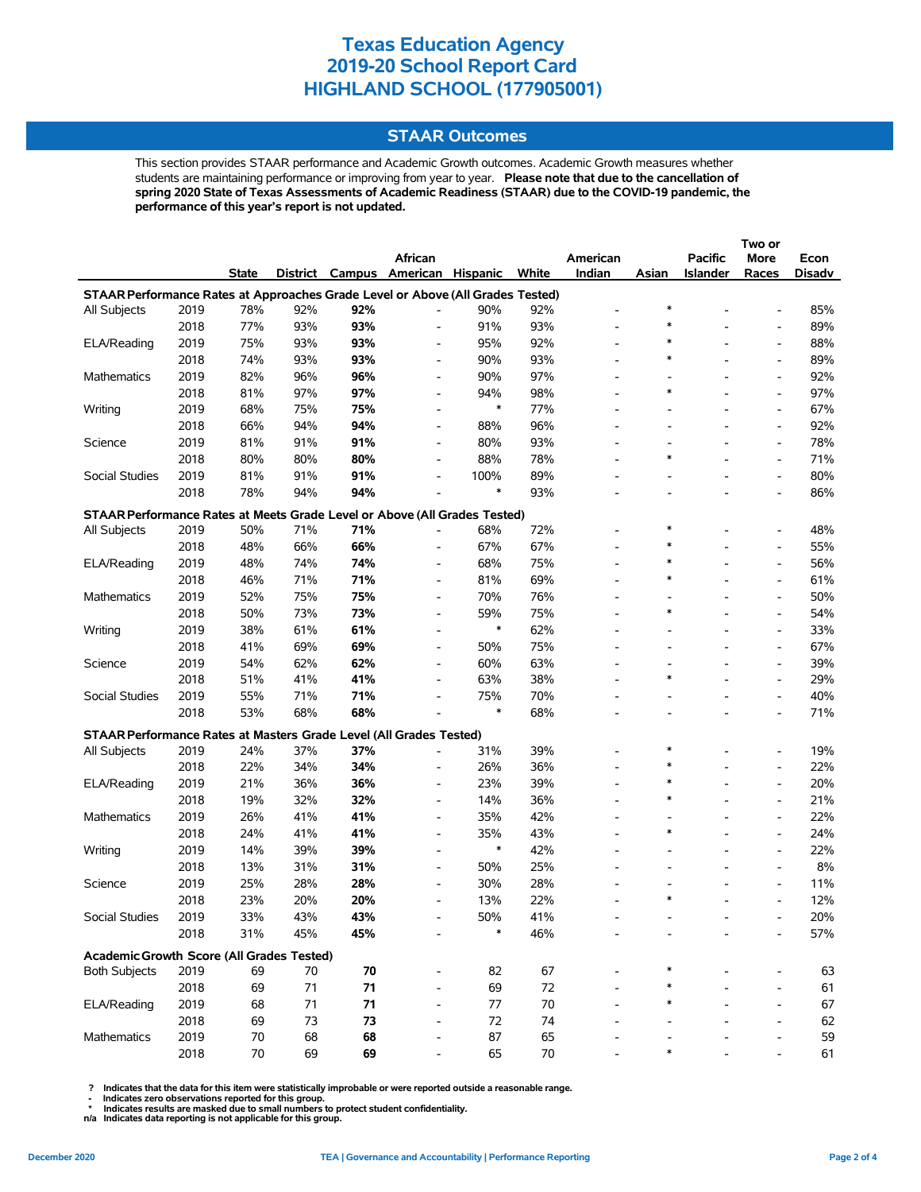# Texas Education Agency
# 2019-20 School Report Card
# HIGHLAND SCHOOL (177905001)

## STAAR Outcomes

This section provides STAAR performance and Academic Growth outcomes. Academic Growth measures whether students are maintaining performance or improving from year to year. **Please note that due to the cancellation of spring 2020 State of Texas Assessments of Academic Readiness (STAAR) due to the COVID-19 pandemic, the performance of this year's report is not updated.**

| | | State | District | Campus | African American | Hispanic | White | American Indian | Asian | Pacific Islander | Two or More Races | Econ Disadv |
|---|---|---|---|---|---|---|---|---|---|---|---|---|
| **STAAR Performance Rates at Approaches Grade Level or Above (All Grades Tested)** | | | | | | | | | | | | |
| All Subjects | 2019 | 78% | 92% | **92%** | - | 90% | 92% | - | * | - | - | 85% |
| | 2018 | 77% | 93% | **93%** | - | 91% | 93% | - | * | - | - | 89% |
| ELA/Reading | 2019 | 75% | 93% | **93%** | - | 95% | 92% | - | * | - | - | 88% |
| | 2018 | 74% | 93% | **93%** | - | 90% | 93% | - | * | - | - | 89% |
| Mathematics | 2019 | 82% | 96% | **96%** | - | 90% | 97% | - | - | - | - | 92% |
| | 2018 | 81% | 97% | **97%** | - | 94% | 98% | - | * | - | - | 97% |
| Writing | 2019 | 68% | 75% | **75%** | - | * | 77% | - | - | - | - | 67% |
| | 2018 | 66% | 94% | **94%** | - | 88% | 96% | - | - | - | - | 92% |
| Science | 2019 | 81% | 91% | **91%** | - | 80% | 93% | - | - | - | - | 78% |
| | 2018 | 80% | 80% | **80%** | - | 88% | 78% | - | * | - | - | 71% |
| Social Studies | 2019 | 81% | 91% | **91%** | - | 100% | 89% | - | - | - | - | 80% |
| | 2018 | 78% | 94% | **94%** | - | * | 93% | - | - | - | - | 86% |
| **STAAR Performance Rates at Meets Grade Level or Above (All Grades Tested)** | | | | | | | | | | | | |
| All Subjects | 2019 | 50% | 71% | **71%** | - | 68% | 72% | - | * | - | - | 48% |
| | 2018 | 48% | 66% | **66%** | - | 67% | 67% | - | * | - | - | 55% |
| ELA/Reading | 2019 | 48% | 74% | **74%** | - | 68% | 75% | - | * | - | - | 56% |
| | 2018 | 46% | 71% | **71%** | - | 81% | 69% | - | * | - | - | 61% |
| Mathematics | 2019 | 52% | 75% | **75%** | - | 70% | 76% | - | - | - | - | 50% |
| | 2018 | 50% | 73% | **73%** | - | 59% | 75% | - | * | - | - | 54% |
| Writing | 2019 | 38% | 61% | **61%** | - | * | 62% | - | - | - | - | 33% |
| | 2018 | 41% | 69% | **69%** | - | 50% | 75% | - | - | - | - | 67% |
| Science | 2019 | 54% | 62% | **62%** | - | 60% | 63% | - | - | - | - | 39% |
| | 2018 | 51% | 41% | **41%** | - | 63% | 38% | - | * | - | - | 29% |
| Social Studies | 2019 | 55% | 71% | **71%** | - | 75% | 70% | - | - | - | - | 40% |
| | 2018 | 53% | 68% | **68%** | - | * | 68% | - | - | - | - | 71% |
| **STAAR Performance Rates at Masters Grade Level (All Grades Tested)** | | | | | | | | | | | | |
| All Subjects | 2019 | 24% | 37% | **37%** | - | 31% | 39% | - | * | - | - | 19% |
| | 2018 | 22% | 34% | **34%** | - | 26% | 36% | - | * | - | - | 22% |
| ELA/Reading | 2019 | 21% | 36% | **36%** | - | 23% | 39% | - | * | - | - | 20% |
| | 2018 | 19% | 32% | **32%** | - | 14% | 36% | - | * | - | - | 21% |
| Mathematics | 2019 | 26% | 41% | **41%** | - | 35% | 42% | - | - | - | - | 22% |
| | 2018 | 24% | 41% | **41%** | - | 35% | 43% | - | * | - | - | 24% |
| Writing | 2019 | 14% | 39% | **39%** | - | * | 42% | - | - | - | - | 22% |
| | 2018 | 13% | 31% | **31%** | - | 50% | 25% | - | - | - | - | 8% |
| Science | 2019 | 25% | 28% | **28%** | - | 30% | 28% | - | - | - | - | 11% |
| | 2018 | 23% | 20% | **20%** | - | 13% | 22% | - | * | - | - | 12% |
| Social Studies | 2019 | 33% | 43% | **43%** | - | 50% | 41% | - | - | - | - | 20% |
| | 2018 | 31% | 45% | **45%** | - | * | 46% | - | - | - | - | 57% |
| **Academic Growth Score (All Grades Tested)** | | | | | | | | | | | | |
| Both Subjects | 2019 | 69 | 70 | **70** | - | 82 | 67 | - | * | - | - | 63 |
| | 2018 | 69 | 71 | **71** | - | 69 | 72 | - | * | - | - | 61 |
| ELA/Reading | 2019 | 68 | 71 | **71** | - | 77 | 70 | - | * | - | - | 67 |
| | 2018 | 69 | 73 | **73** | - | 72 | 74 | - | - | - | - | 62 |
| Mathematics | 2019 | 70 | 68 | **68** | - | 87 | 65 | - | - | - | - | 59 |
| | 2018 | 70 | 69 | **69** | - | 65 | 70 | - | * | - | - | 61 |

**? Indicates that the data for this item were statistically improbable or were reported outside a reasonable range.**
**- Indicates zero observations reported for this group.**
**\* Indicates results are masked due to small numbers to protect student confidentiality.**
**n/a Indicates data reporting is not applicable for this group.**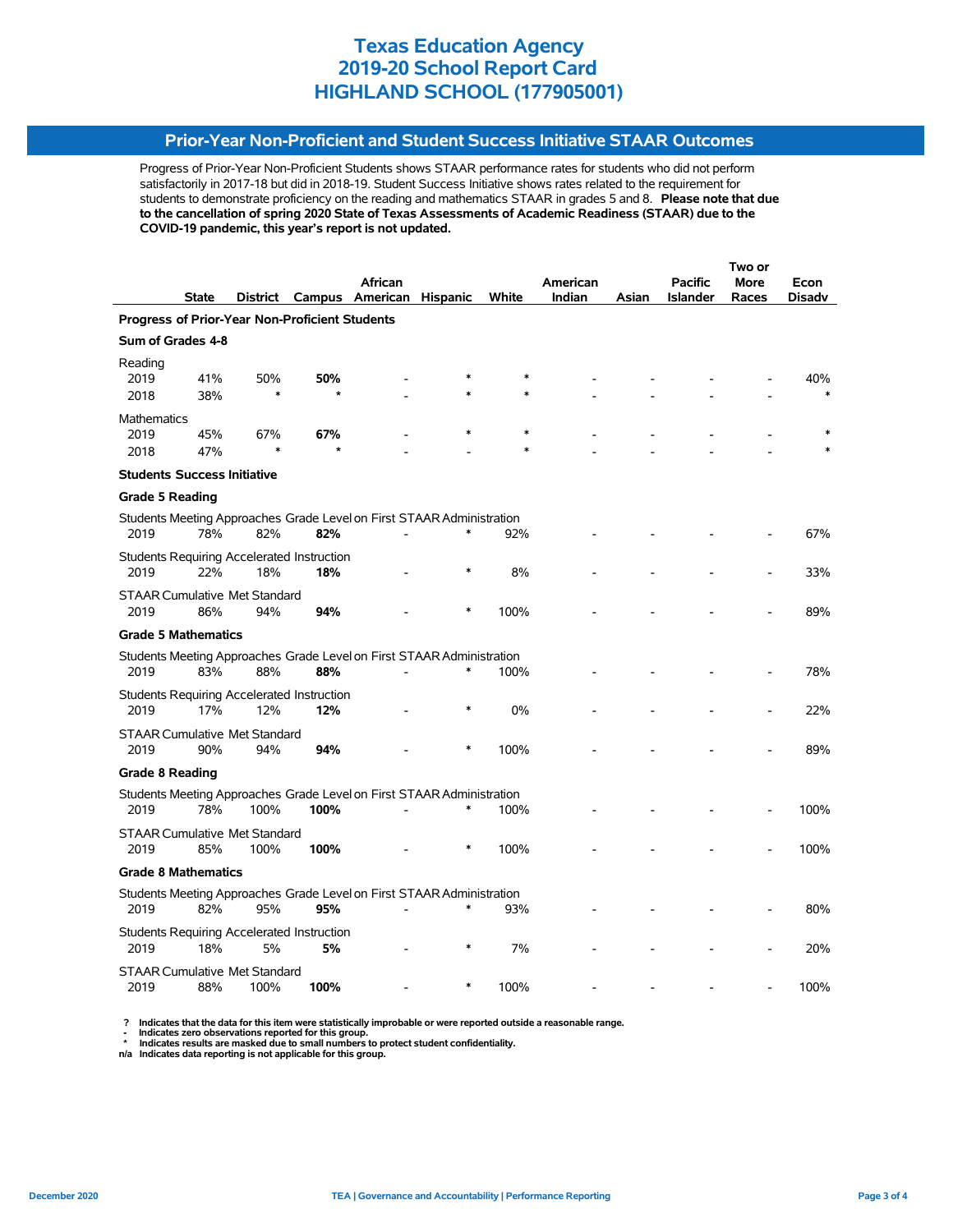# Texas Education Agency
# 2019-20 School Report Card
# HIGHLAND SCHOOL (177905001)

## Prior-Year Non-Proficient and Student Success Initiative STAAR Outcomes

Progress of Prior-Year Non-Proficient Students shows STAAR performance rates for students who did not perform satisfactorily in 2017-18 but did in 2018-19. Student Success Initiative shows rates related to the requirement for students to demonstrate proficiency on the reading and mathematics STAAR in grades 5 and 8. **Please note that due to the cancellation of spring 2020 State of Texas Assessments of Academic Readiness (STAAR) due to the COVID-19 pandemic, this year's report is not updated.**

| | State | District | Campus | African American | Hispanic | White | American Indian | Asian | Pacific Islander | Two or More Races | Econ Disadv |
|---|---|---|---|---|---|---|---|---|---|---|---|
| **Progress of Prior-Year Non-Proficient Students** | | | | | | | | | | | |
| **Sum of Grades 4-8** | | | | | | | | | | | |
| Reading | | | | | | | | | | | |
| 2019 | 41% | 50% | **50%** | - | * | * | - | - | - | - | 40% |
| 2018 | 38% | * | * | - | * | * | - | - | - | - | * |
| Mathematics | | | | | | | | | | | |
| 2019 | 45% | 67% | **67%** | - | * | * | - | - | - | - | * |
| 2018 | 47% | * | * | - | - | * | - | - | - | - | * |
| **Students Success Initiative** | | | | | | | | | | | |
| **Grade 5 Reading** | | | | | | | | | | | |
| Students Meeting Approaches Grade Level on First STAAR Administration | | | | | | | | | | | |
| 2019 | 78% | 82% | **82%** | - | * | 92% | - | - | - | - | 67% |
| Students Requiring Accelerated Instruction | | | | | | | | | | | |
| 2019 | 22% | 18% | **18%** | - | * | 8% | - | - | - | - | 33% |
| STAAR Cumulative Met Standard | | | | | | | | | | | |
| 2019 | 86% | 94% | **94%** | - | * | 100% | - | - | - | - | 89% |
| **Grade 5 Mathematics** | | | | | | | | | | | |
| Students Meeting Approaches Grade Level on First STAAR Administration | | | | | | | | | | | |
| 2019 | 83% | 88% | **88%** | - | * | 100% | - | - | - | - | 78% |
| Students Requiring Accelerated Instruction | | | | | | | | | | | |
| 2019 | 17% | 12% | **12%** | - | * | 0% | - | - | - | - | 22% |
| STAAR Cumulative Met Standard | | | | | | | | | | | |
| 2019 | 90% | 94% | **94%** | - | * | 100% | - | - | - | - | 89% |
| **Grade 8 Reading** | | | | | | | | | | | |
| Students Meeting Approaches Grade Level on First STAAR Administration | | | | | | | | | | | |
| 2019 | 78% | 100% | **100%** | - | * | 100% | - | - | - | - | 100% |
| STAAR Cumulative Met Standard | | | | | | | | | | | |
| 2019 | 85% | 100% | **100%** | - | * | 100% | - | - | - | - | 100% |
| **Grade 8 Mathematics** | | | | | | | | | | | |
| Students Meeting Approaches Grade Level on First STAAR Administration | | | | | | | | | | | |
| 2019 | 82% | 95% | **95%** | - | * | 93% | - | - | - | - | 80% |
| Students Requiring Accelerated Instruction | | | | | | | | | | | |
| 2019 | 18% | 5% | **5%** | - | * | 7% | - | - | - | - | 20% |
| STAAR Cumulative Met Standard | | | | | | | | | | | |
| 2019 | 88% | 100% | **100%** | - | * | 100% | - | - | - | - | 100% |

**?** Indicates that the data for this item were statistically improbable or were reported outside a reasonable range.
**-** Indicates zero observations reported for this group.
**\*** Indicates results are masked due to small numbers to protect student confidentiality.
**n/a** Indicates data reporting is not applicable for this group.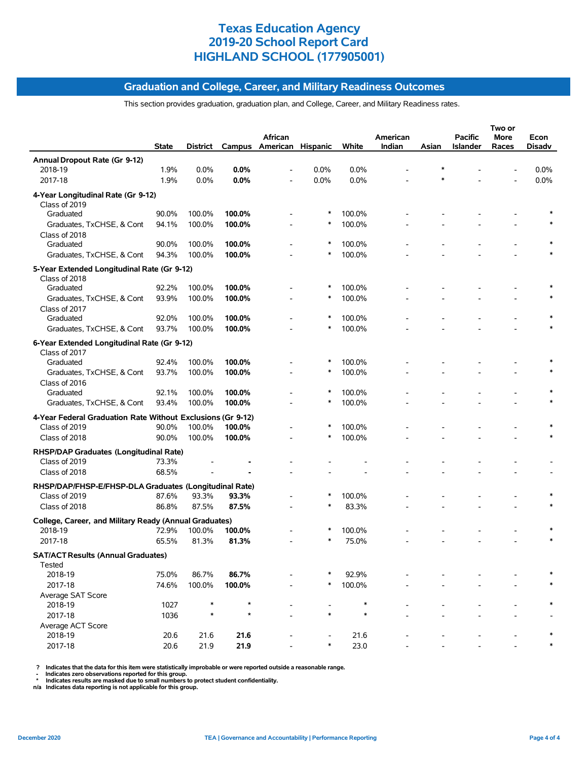# Texas Education Agency
# 2019-20 School Report Card
# HIGHLAND SCHOOL (177905001)

## Graduation and College, Career, and Military Readiness Outcomes

This section provides graduation, graduation plan, and College, Career, and Military Readiness rates.

| | State | District | Campus | African American | Hispanic | White | American Indian | Asian | Pacific Islander | Two or More Races | Econ Disadv |
|---|---|---|---|---|---|---|---|---|---|---|---|
| **Annual Dropout Rate (Gr 9-12)** | | | | | | | | | | | |
| 2018-19 | 1.9% | 0.0% | **0.0%** | - | 0.0% | 0.0% | - | * | - | - | 0.0% |
| 2017-18 | 1.9% | 0.0% | **0.0%** | - | 0.0% | 0.0% | - | * | - | - | 0.0% |
| **4-Year Longitudinal Rate (Gr 9-12)** | | | | | | | | | | | |
| Class of 2019 | | | | | | | | | | | |
| Graduated | 90.0% | 100.0% | **100.0%** | - | * | 100.0% | - | - | - | - | * |
| Graduates, TxCHSE, & Cont | 94.1% | 100.0% | **100.0%** | - | * | 100.0% | - | - | - | - | * |
| Class of 2018 | | | | | | | | | | | |
| Graduated | 90.0% | 100.0% | **100.0%** | - | * | 100.0% | - | - | - | - | * |
| Graduates, TxCHSE, & Cont | 94.3% | 100.0% | **100.0%** | - | * | 100.0% | - | - | - | - | * |
| **5-Year Extended Longitudinal Rate (Gr 9-12)** | | | | | | | | | | | |
| Class of 2018 | | | | | | | | | | | |
| Graduated | 92.2% | 100.0% | **100.0%** | - | * | 100.0% | - | - | - | - | * |
| Graduates, TxCHSE, & Cont | 93.9% | 100.0% | **100.0%** | - | * | 100.0% | - | - | - | - | * |
| Class of 2017 | | | | | | | | | | | |
| Graduated | 92.0% | 100.0% | **100.0%** | - | * | 100.0% | - | - | - | - | * |
| Graduates, TxCHSE, & Cont | 93.7% | 100.0% | **100.0%** | - | * | 100.0% | - | - | - | - | * |
| **6-Year Extended Longitudinal Rate (Gr 9-12)** | | | | | | | | | | | |
| Class of 2017 | | | | | | | | | | | |
| Graduated | 92.4% | 100.0% | **100.0%** | - | * | 100.0% | - | - | - | - | * |
| Graduates, TxCHSE, & Cont | 93.7% | 100.0% | **100.0%** | - | * | 100.0% | - | - | - | - | * |
| Class of 2016 | | | | | | | | | | | |
| Graduated | 92.1% | 100.0% | **100.0%** | - | * | 100.0% | - | - | - | - | * |
| Graduates, TxCHSE, & Cont | 93.4% | 100.0% | **100.0%** | - | * | 100.0% | - | - | - | - | * |
| **4-Year Federal Graduation Rate Without Exclusions (Gr 9-12)** | | | | | | | | | | | |
| Class of 2019 | 90.0% | 100.0% | **100.0%** | - | * | 100.0% | - | - | - | - | * |
| Class of 2018 | 90.0% | 100.0% | **100.0%** | - | * | 100.0% | - | - | - | - | * |
| **RHSP/DAP Graduates (Longitudinal Rate)** | | | | | | | | | | | |
| Class of 2019 | 73.3% | - | **-** | - | - | - | - | - | - | - | - |
| Class of 2018 | 68.5% | - | **-** | - | - | - | - | - | - | - | - |
| **RHSP/DAP/FHSP-E/FHSP-DLA Graduates (Longitudinal Rate)** | | | | | | | | | | | |
| Class of 2019 | 87.6% | 93.3% | **93.3%** | - | * | 100.0% | - | - | - | - | * |
| Class of 2018 | 86.8% | 87.5% | **87.5%** | - | * | 83.3% | - | - | - | - | * |
| **College, Career, and Military Ready (Annual Graduates)** | | | | | | | | | | | |
| 2018-19 | 72.9% | 100.0% | **100.0%** | - | * | 100.0% | - | - | - | - | * |
| 2017-18 | 65.5% | 81.3% | **81.3%** | - | * | 75.0% | - | - | - | - | * |
| **SAT/ACT Results (Annual Graduates)** | | | | | | | | | | | |
| Tested | | | | | | | | | | | |
| 2018-19 | 75.0% | 86.7% | **86.7%** | - | * | 92.9% | - | - | - | - | * |
| 2017-18 | 74.6% | 100.0% | **100.0%** | - | * | 100.0% | - | - | - | - | * |
| Average SAT Score | | | | | | | | | | | |
| 2018-19 | 1027 | * | * | - | - | * | - | - | - | - | * |
| 2017-18 | 1036 | * | * | - | * | * | - | - | - | - | - |
| Average ACT Score | | | | | | | | | | | |
| 2018-19 | 20.6 | 21.6 | **21.6** | - | - | 21.6 | - | - | - | - | * |
| 2017-18 | 20.6 | 21.9 | **21.9** | - | * | 23.0 | - | - | - | - | * |

? Indicates that the data for this item were statistically improbable or were reported outside a reasonable range.
- Indicates zero observations reported for this group.
* Indicates results are masked due to small numbers to protect student confidentiality.
n/a Indicates data reporting is not applicable for this group.